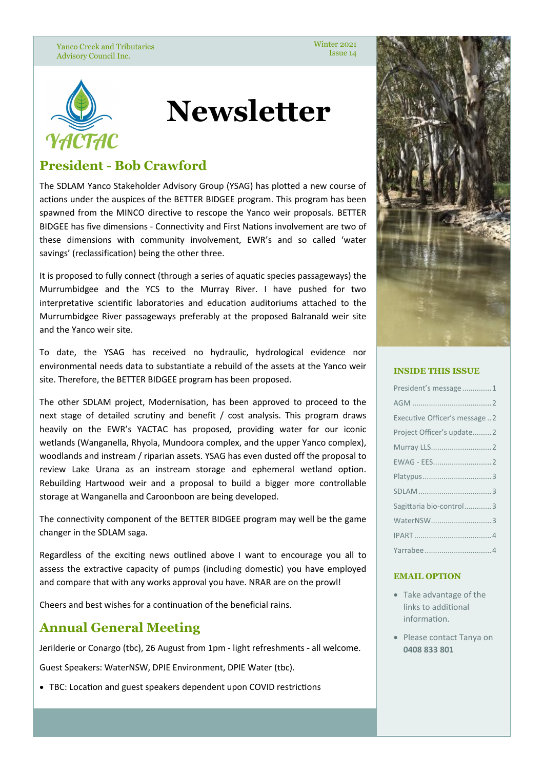Yanco Creek and Tributaries Advisory Council Inc.

Winter 2021
Issue 14

YACTAC

# Newsletter

## President - Bob Crawford

The SDLAM Yanco Stakeholder Advisory Group (YSAG) has plotted a new course of actions under the auspices of the BETTER BIDGEE program. This program has been spawned from the MINCO directive to rescope the Yanco weir proposals. BETTER BIDGEE has five dimensions - Connectivity and First Nations involvement are two of these dimensions with community involvement, EWR's and so called 'water savings' (reclassification) being the other three.

It is proposed to fully connect (through a series of aquatic species passageways) the Murrumbidgee and the YCS to the Murray River. I have pushed for two interpretative scientific laboratories and education auditoriums attached to the Murrumbidgee River passageways preferably at the proposed Balranald weir site and the Yanco weir site.

To date, the YSAG has received no hydraulic, hydrological evidence nor environmental needs data to substantiate a rebuild of the assets at the Yanco weir site. Therefore, the BETTER BIDGEE program has been proposed.

The other SDLAM project, Modernisation, has been approved to proceed to the next stage of detailed scrutiny and benefit / cost analysis. This program draws heavily on the EWR's YACTAC has proposed, providing water for our iconic wetlands (Wanganella, Rhyola, Mundoora complex, and the upper Yanco complex), woodlands and instream / riparian assets. YSAG has even dusted off the proposal to review Lake Urana as an instream storage and ephemeral wetland option. Rebuilding Hartwood weir and a proposal to build a bigger more controllable storage at Wanganella and Caroonboon are being developed.

The connectivity component of the BETTER BIDGEE program may well be the game changer in the SDLAM saga.

Regardless of the exciting news outlined above I want to encourage you all to assess the extractive capacity of pumps (including domestic) you have employed and compare that with any works approval you have. NRAR are on the prowl!

Cheers and best wishes for a continuation of the beneficial rains.

## Annual General Meeting

Jerilderie or Conargo (tbc), 26 August from 1pm - light refreshments - all welcome.

Guest Speakers: WaterNSW, DPIE Environment, DPIE Water (tbc).

- TBC: Location and guest speakers dependent upon COVID restrictions

### INSIDE THIS ISSUE

| | |
|---|---|
| President's message | 1 |
| AGM | 2 |
| Executive Officer's message | 2 |
| Project Officer's update | 2 |
| Murray LLS | 2 |
| EWAG - EES | 2 |
| Platypus | 3 |
| SDLAM | 3 |
| Sagittaria bio-control | 3 |
| WaterNSW | 3 |
| IPART | 4 |
| Yarrabee | 4 |

### EMAIL OPTION

- Take advantage of the links to additional information.
- Please contact Tanya on **0408 833 801**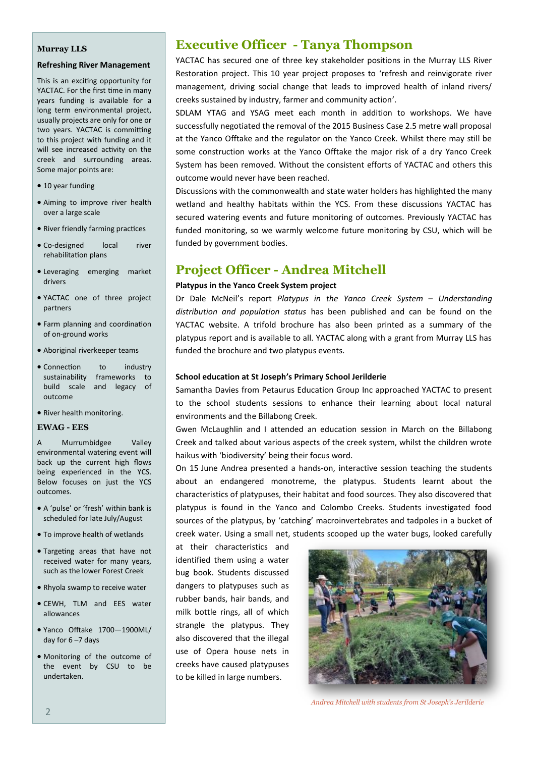### Murray LLS

**Refreshing River Management**

This is an exciting opportunity for YACTAC. For the first time in many years funding is available for a long term environmental project, usually projects are only for one or two years. YACTAC is committing to this project with funding and it will see increased activity on the creek and surrounding areas. Some major points are:

- 10 year funding
- Aiming to improve river health over a large scale
- River friendly farming practices
- Co-designed local river rehabilitation plans
- Leveraging emerging market drivers
- YACTAC one of three project partners
- Farm planning and coordination of on-ground works
- Aboriginal riverkeeper teams
- Connection to industry sustainability frameworks to build scale and legacy of outcome
- River health monitoring.

### EWAG - EES

A Murrumbidgee Valley environmental watering event will back up the current high flows being experienced in the YCS. Below focuses on just the YCS outcomes.

- A 'pulse' or 'fresh' within bank is scheduled for late July/August
- To improve health of wetlands
- Targeting areas that have not received water for many years, such as the lower Forest Creek
- Rhyola swamp to receive water
- CEWH, TLM and EES water allowances
- Yanco Offtake 1700—1900ML/day for 6 –7 days
- Monitoring of the outcome of the event by CSU to be undertaken.

## Executive Officer - Tanya Thompson

YACTAC has secured one of three key stakeholder positions in the Murray LLS River Restoration project. This 10 year project proposes to 'refresh and reinvigorate river management, driving social change that leads to improved health of inland rivers/creeks sustained by industry, farmer and community action'.

SDLAM YTAG and YSAG meet each month in addition to workshops. We have successfully negotiated the removal of the 2015 Business Case 2.5 metre wall proposal at the Yanco Offtake and the regulator on the Yanco Creek. Whilst there may still be some construction works at the Yanco Offtake the major risk of a dry Yanco Creek System has been removed. Without the consistent efforts of YACTAC and others this outcome would never have been reached.

Discussions with the commonwealth and state water holders has highlighted the many wetland and healthy habitats within the YCS. From these discussions YACTAC has secured watering events and future monitoring of outcomes. Previously YACTAC has funded monitoring, so we warmly welcome future monitoring by CSU, which will be funded by government bodies.

## Project Officer - Andrea Mitchell

**Platypus in the Yanco Creek System project**

Dr Dale McNeil's report *Platypus in the Yanco Creek System – Understanding distribution and population status* has been published and can be found on the YACTAC website. A trifold brochure has also been printed as a summary of the platypus report and is available to all. YACTAC along with a grant from Murray LLS has funded the brochure and two platypus events.

**School education at St Joseph's Primary School Jerilderie**

Samantha Davies from Petaurus Education Group Inc approached YACTAC to present to the school students sessions to enhance their learning about local natural environments and the Billabong Creek.

Gwen McLaughlin and I attended an education session in March on the Billabong Creek and talked about various aspects of the creek system, whilst the children wrote haikus with 'biodiversity' being their focus word.

On 15 June Andrea presented a hands-on, interactive session teaching the students about an endangered monotreme, the platypus. Students learnt about the characteristics of platypuses, their habitat and food sources. They also discovered that platypus is found in the Yanco and Colombo Creeks. Students investigated food sources of the platypus, by 'catching' macroinvertebrates and tadpoles in a bucket of creek water. Using a small net, students scooped up the water bugs, looked carefully at their characteristics and identified them using a water bug book. Students discussed dangers to platypuses such as rubber bands, hair bands, and milk bottle rings, all of which strangle the platypus. They also discovered that the illegal use of Opera house nets in creeks have caused platypuses to be killed in large numbers.

*Andrea Mitchell with students from St Joseph's Jerilderie*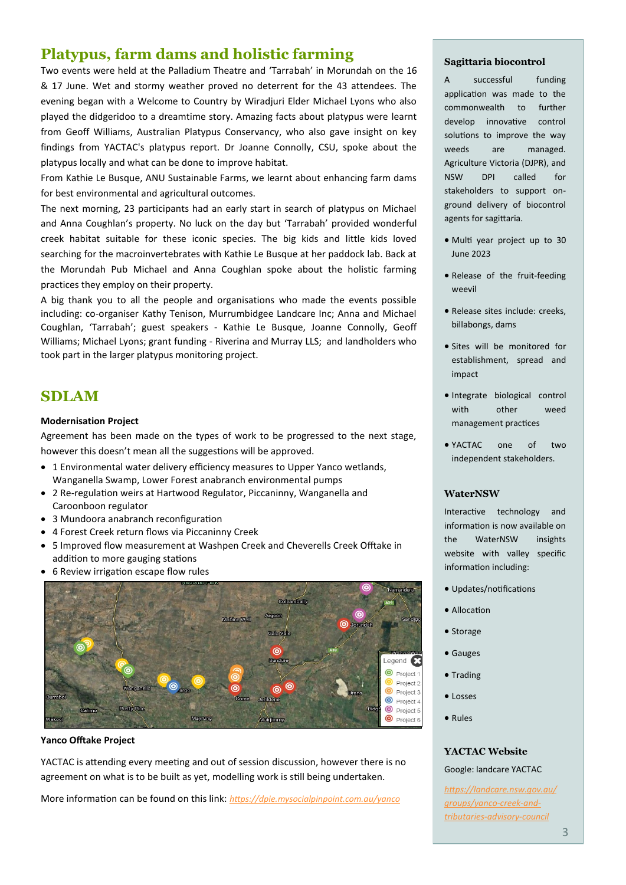## Platypus, farm dams and holistic farming

Two events were held at the Palladium Theatre and 'Tarrabah' in Morundah on the 16 & 17 June. Wet and stormy weather proved no deterrent for the 43 attendees. The evening began with a Welcome to Country by Wiradjuri Elder Michael Lyons who also played the didgeridoo to a dreamtime story. Amazing facts about platypus were learnt from Geoff Williams, Australian Platypus Conservancy, who also gave insight on key findings from YACTAC's platypus report. Dr Joanne Connolly, CSU, spoke about the platypus locally and what can be done to improve habitat.

From Kathie Le Busque, ANU Sustainable Farms, we learnt about enhancing farm dams for best environmental and agricultural outcomes.

The next morning, 23 participants had an early start in search of platypus on Michael and Anna Coughlan's property. No luck on the day but 'Tarrabah' provided wonderful creek habitat suitable for these iconic species. The big kids and little kids loved searching for the macroinvertebrates with Kathie Le Busque at her paddock lab. Back at the Morundah Pub Michael and Anna Coughlan spoke about the holistic farming practices they employ on their property.

A big thank you to all the people and organisations who made the events possible including: co-organiser Kathy Tenison, Murrumbidgee Landcare Inc; Anna and Michael Coughlan, 'Tarrabah'; guest speakers - Kathie Le Busque, Joanne Connolly, Geoff Williams; Michael Lyons; grant funding - Riverina and Murray LLS; and landholders who took part in the larger platypus monitoring project.

## SDLAM

**Modernisation Project**

Agreement has been made on the types of work to be progressed to the next stage, however this doesn't mean all the suggestions will be approved.

- 1 Environmental water delivery efficiency measures to Upper Yanco wetlands, Wanganella Swamp, Lower Forest anabranch environmental pumps
- 2 Re-regulation weirs at Hartwood Regulator, Piccaninny, Wanganella and Caroonboon regulator
- 3 Mundoora anabranch reconfiguration
- 4 Forest Creek return flows via Piccaninny Creek
- 5 Improved flow measurement at Washpen Creek and Cheverells Creek Offtake in addition to more gauging stations
- 6 Review irrigation escape flow rules

**Yanco Offtake Project**

YACTAC is attending every meeting and out of session discussion, however there is no agreement on what is to be built as yet, modelling work is still being undertaken.

More information can be found on this link: https://dpie.mysocialpinpoint.com.au/yanco

### Sagittaria biocontrol

A successful funding application was made to the commonwealth to further develop innovative control solutions to improve the way weeds are managed. Agriculture Victoria (DJPR), and NSW DPI called for stakeholders to support on-ground delivery of biocontrol agents for sagittaria.

- Multi year project up to 30 June 2023
- Release of the fruit-feeding weevil
- Release sites include: creeks, billabongs, dams
- Sites will be monitored for establishment, spread and impact
- Integrate biological control with other weed management practices
- YACTAC one of two independent stakeholders.

### WaterNSW

Interactive technology and information is now available on the WaterNSW insights website with valley specific information including:

- Updates/notifications
- Allocation
- Storage
- Gauges
- Trading
- Losses
- Rules

### YACTAC Website

Google: landcare YACTAC

https://landcare.nsw.gov.au/groups/yanco-creek-and-tributaries-advisory-council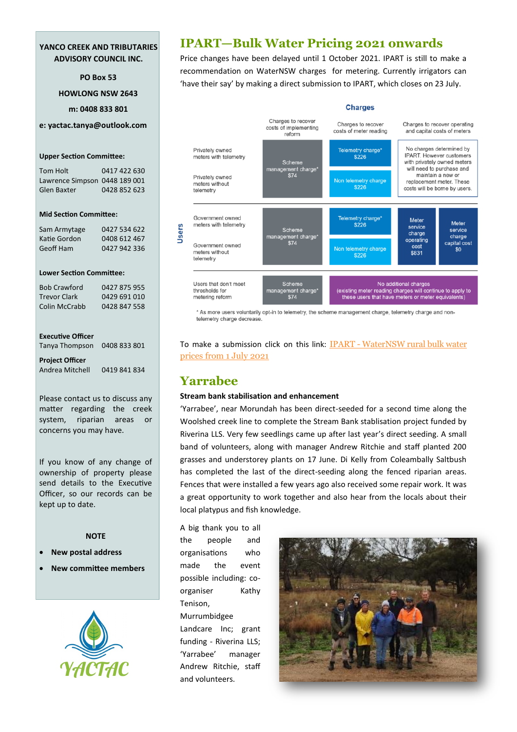**YANCO CREEK AND TRIBUTARIES ADVISORY COUNCIL INC.**

**PO Box 53**

**HOWLONG NSW 2643**

**m: 0408 833 801**

**e: yactac.tanya@outlook.com**

**Upper Section Committee:**

Tom Holt 0417 422 630
Lawrence Simpson 0448 189 001
Glen Baxter 0428 852 623

**Mid Section Committee:**

Sam Armytage 0427 534 622
Katie Gordon 0408 612 467
Geoff Ham 0427 942 336

**Lower Section Committee:**

Bob Crawford 0427 875 955
Trevor Clark 0429 691 010
Colin McCrabb 0428 847 558

**Executive Officer**
Tanya Thompson 0408 833 801

**Project Officer**
Andrea Mitchell 0419 841 834

Please contact us to discuss any matter regarding the creek system, riparian areas or concerns you may have.

If you know of any change of ownership of property please send details to the Executive Officer, so our records can be kept up to date.

**NOTE**

- **New postal address**
- **New committee members**

YACTAC

# IPART—Bulk Water Pricing 2021 onwards

Price changes have been delayed until 1 October 2021. IPART is still to make a recommendation on WaterNSW charges for metering. Currently irrigators can 'have their say' by making a direct submission to IPART, which closes on 23 July.

Charges

Charges to recover costs of implementing reform
Charges to recover costs of meter reading
Charges to recover operating and capital costs of meters

Users

Privately owned meters with telemetry
Privately owned meters without telemetry
Scheme management charge* $74
Telemetry charge* $226
Non telemetry charge $226
No charges determined by IPART. However customers with privately owned meters will need to purchase and maintain a new or replacement meter. These costs will be borne by users.

Government owned meters with telemetry
Government owned meters without telemetry
Scheme management charge* $74
Telemetry charge* $226
Non telemetry charge $226
Meter service charge operating cost $831
Meter service charge capital cost $0

Users that don't meet thresholds for metering reform
Scheme management charge* $74
No additional charges (existing meter reading charges will continue to apply to these users that have meters or meter equivalents)

* As more users voluntarily opt-in to telemetry, the scheme management charge, telemetry charge and non-telemetry charge decrease.

To make a submission click on this link: IPART - WaterNSW rural bulk water prices from 1 July 2021

# Yarrabee

**Stream bank stabilisation and enhancement**

'Yarrabee', near Morundah has been direct-seeded for a second time along the Woolshed creek line to complete the Stream Bank stablisation project funded by Riverina LLS. Very few seedlings came up after last year's direct seeding. A small band of volunteers, along with manager Andrew Ritchie and staff planted 200 grasses and understorey plants on 17 June. Di Kelly from Coleambally Saltbush has completed the last of the direct-seeding along the fenced riparian areas. Fences that were installed a few years ago also received some repair work. It was a great opportunity to work together and also hear from the locals about their local platypus and fish knowledge.

A big thank you to all the people and organisations who made the event possible including: co-organiser Kathy Tenison, Murrumbidgee Landcare Inc; grant funding - Riverina LLS; 'Yarrabee' manager Andrew Ritchie, staff and volunteers.